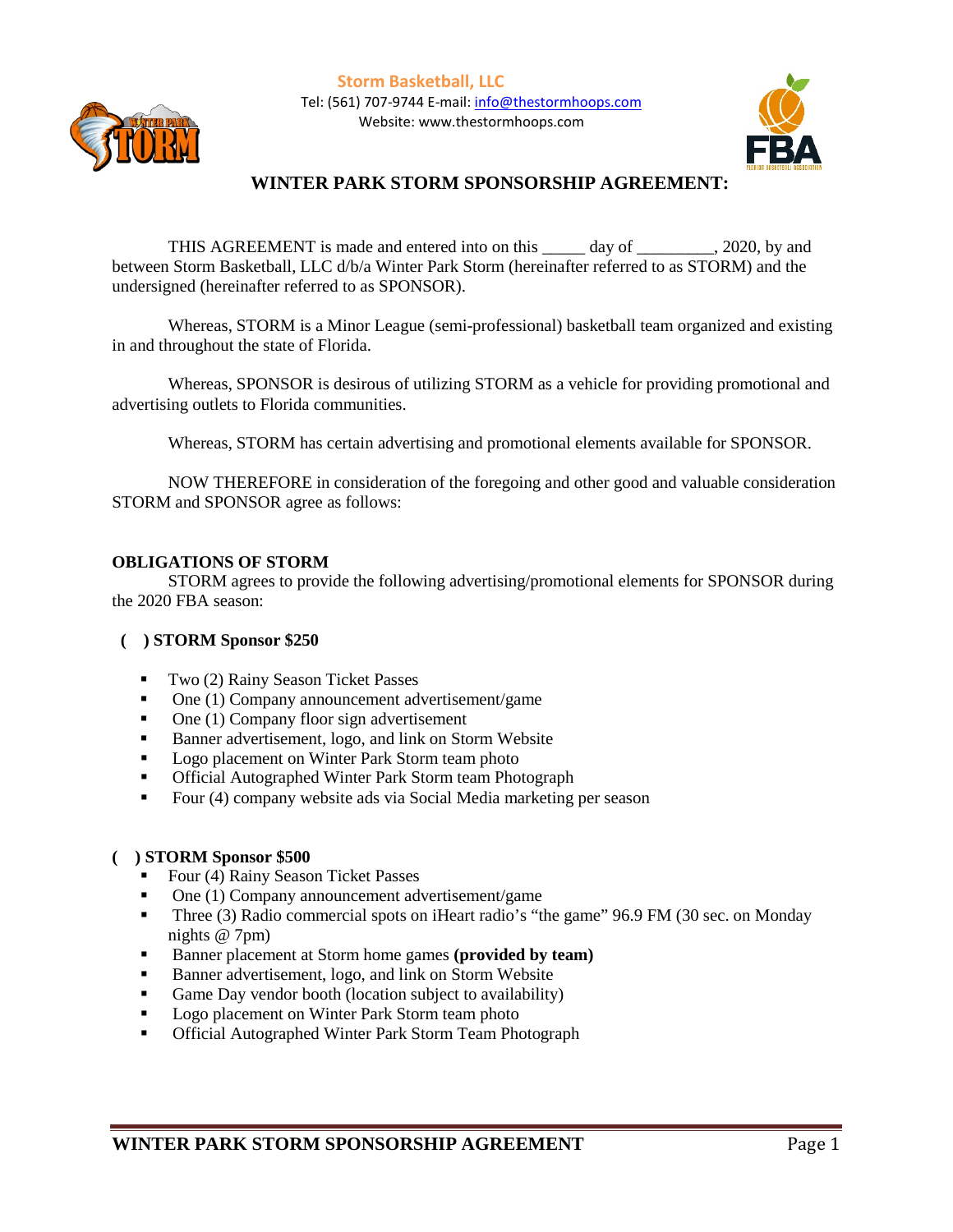**Storm Basketball, LLC**
Tel: (561) 707-9744 E-mail: info@thestormhoops.com
Website: www.thestormhoops.com

# WINTER PARK STORM SPONSORSHIP AGREEMENT:

THIS AGREEMENT is made and entered into on this _____ day of _________, 2020, by and between Storm Basketball, LLC d/b/a Winter Park Storm (hereinafter referred to as STORM) and the undersigned (hereinafter referred to as SPONSOR).

Whereas, STORM is a Minor League (semi-professional) basketball team organized and existing in and throughout the state of Florida.

Whereas, SPONSOR is desirous of utilizing STORM as a vehicle for providing promotional and advertising outlets to Florida communities.

Whereas, STORM has certain advertising and promotional elements available for SPONSOR.

NOW THEREFORE in consideration of the foregoing and other good and valuable consideration STORM and SPONSOR agree as follows:

## OBLIGATIONS OF STORM

STORM agrees to provide the following advertising/promotional elements for SPONSOR during the 2020 FBA season:

**( ) STORM Sponsor $250**

- Two (2) Rainy Season Ticket Passes
- One (1) Company announcement advertisement/game
- One (1) Company floor sign advertisement
- Banner advertisement, logo, and link on Storm Website
- Logo placement on Winter Park Storm team photo
- Official Autographed Winter Park Storm team Photograph
- Four (4) company website ads via Social Media marketing per season

**( ) STORM Sponsor $500**

- Four (4) Rainy Season Ticket Passes
- One (1) Company announcement advertisement/game
- Three (3) Radio commercial spots on iHeart radio's "the game" 96.9 FM (30 sec. on Monday nights @ 7pm)
- Banner placement at Storm home games **(provided by team)**
- Banner advertisement, logo, and link on Storm Website
- Game Day vendor booth (location subject to availability)
- Logo placement on Winter Park Storm team photo
- Official Autographed Winter Park Storm Team Photograph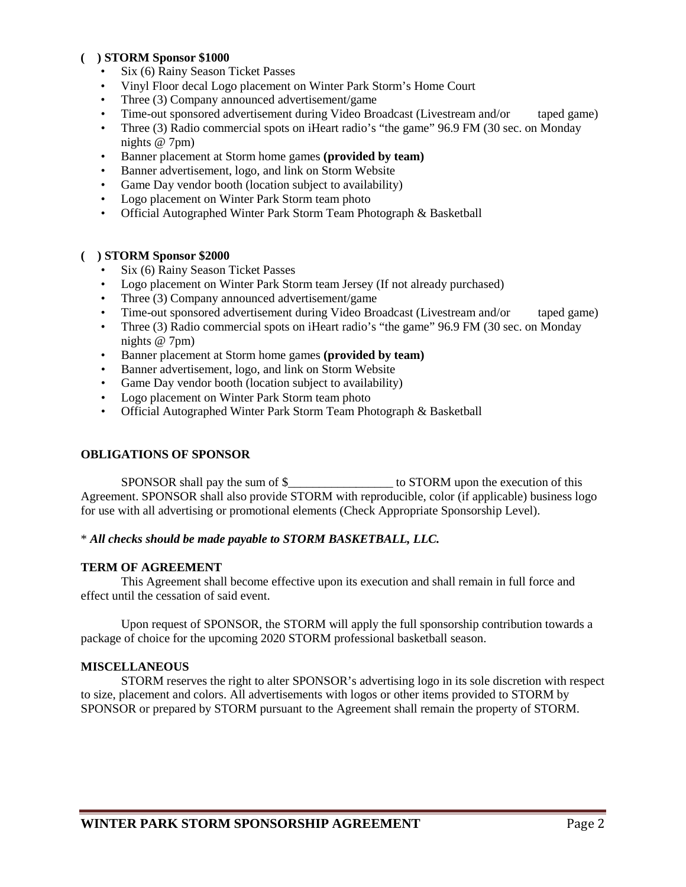**( ) STORM Sponsor $1000**

- Six (6) Rainy Season Ticket Passes
- Vinyl Floor decal Logo placement on Winter Park Storm's Home Court
- Three (3) Company announced advertisement/game
- Time-out sponsored advertisement during Video Broadcast (Livestream and/or taped game)
- Three (3) Radio commercial spots on iHeart radio's "the game" 96.9 FM (30 sec. on Monday nights @ 7pm)
- Banner placement at Storm home games **(provided by team)**
- Banner advertisement, logo, and link on Storm Website
- Game Day vendor booth (location subject to availability)
- Logo placement on Winter Park Storm team photo
- Official Autographed Winter Park Storm Team Photograph & Basketball

**( ) STORM Sponsor $2000**

- Six (6) Rainy Season Ticket Passes
- Logo placement on Winter Park Storm team Jersey (If not already purchased)
- Three (3) Company announced advertisement/game
- Time-out sponsored advertisement during Video Broadcast (Livestream and/or taped game)
- Three (3) Radio commercial spots on iHeart radio's "the game" 96.9 FM (30 sec. on Monday nights @ 7pm)
- Banner placement at Storm home games **(provided by team)**
- Banner advertisement, logo, and link on Storm Website
- Game Day vendor booth (location subject to availability)
- Logo placement on Winter Park Storm team photo
- Official Autographed Winter Park Storm Team Photograph & Basketball

**OBLIGATIONS OF SPONSOR**

SPONSOR shall pay the sum of $_________________ to STORM upon the execution of this Agreement. SPONSOR shall also provide STORM with reproducible, color (if applicable) business logo for use with all advertising or promotional elements (Check Appropriate Sponsorship Level).

\* ***All checks should be made payable to STORM BASKETBALL, LLC.***

**TERM OF AGREEMENT**

This Agreement shall become effective upon its execution and shall remain in full force and effect until the cessation of said event.

Upon request of SPONSOR, the STORM will apply the full sponsorship contribution towards a package of choice for the upcoming 2020 STORM professional basketball season.

**MISCELLANEOUS**

STORM reserves the right to alter SPONSOR's advertising logo in its sole discretion with respect to size, placement and colors. All advertisements with logos or other items provided to STORM by SPONSOR or prepared by STORM pursuant to the Agreement shall remain the property of STORM.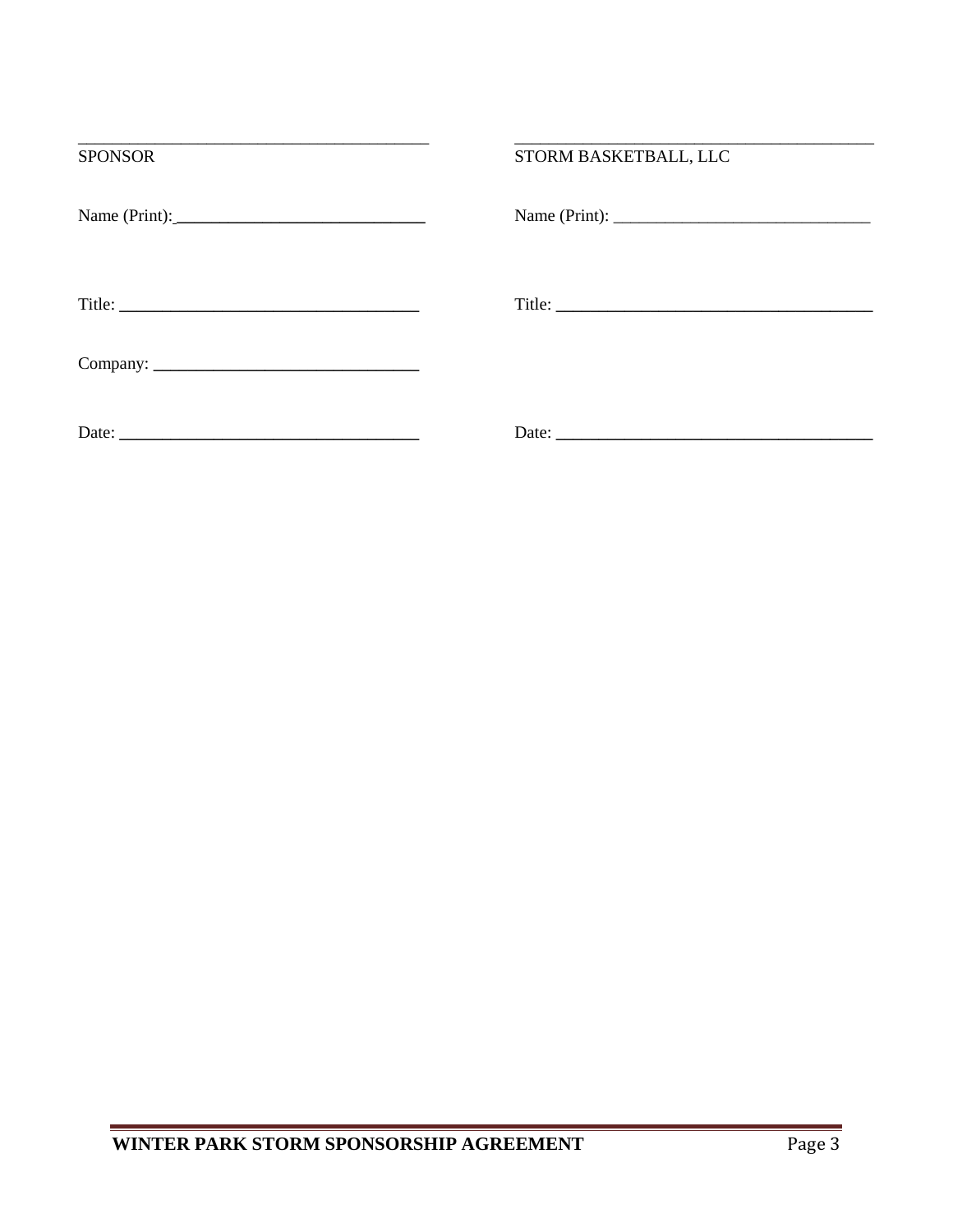| | |
|---|---|
| \_\_\_\_\_\_\_\_\_\_\_\_\_\_\_\_\_\_\_\_\_\_\_\_\_\_\_\_\_\_\_\_\_\_\_\_\_\_\_\_ | \_\_\_\_\_\_\_\_\_\_\_\_\_\_\_\_\_\_\_\_\_\_\_\_\_\_\_\_\_\_\_\_\_\_\_\_\_\_\_\_ |
| SPONSOR | STORM BASKETBALL, LLC |
| Name (Print): \_\_\_\_\_\_\_\_\_\_\_\_\_\_\_\_\_\_\_\_\_\_\_\_\_\_\_\_\_\_ | Name (Print): \_\_\_\_\_\_\_\_\_\_\_\_\_\_\_\_\_\_\_\_\_\_\_\_\_\_\_\_\_\_ |
| Title: \_\_\_\_\_\_\_\_\_\_\_\_\_\_\_\_\_\_\_\_\_\_\_\_\_\_\_\_\_\_\_\_\_\_\_ | Title: \_\_\_\_\_\_\_\_\_\_\_\_\_\_\_\_\_\_\_\_\_\_\_\_\_\_\_\_\_\_\_\_\_\_\_\_\_\_ |
| Company: \_\_\_\_\_\_\_\_\_\_\_\_\_\_\_\_\_\_\_\_\_\_\_\_\_\_\_\_\_\_\_ | |
| Date: \_\_\_\_\_\_\_\_\_\_\_\_\_\_\_\_\_\_\_\_\_\_\_\_\_\_\_\_\_\_\_\_\_\_\_ | Date: \_\_\_\_\_\_\_\_\_\_\_\_\_\_\_\_\_\_\_\_\_\_\_\_\_\_\_\_\_\_\_\_\_\_\_\_\_\_ |